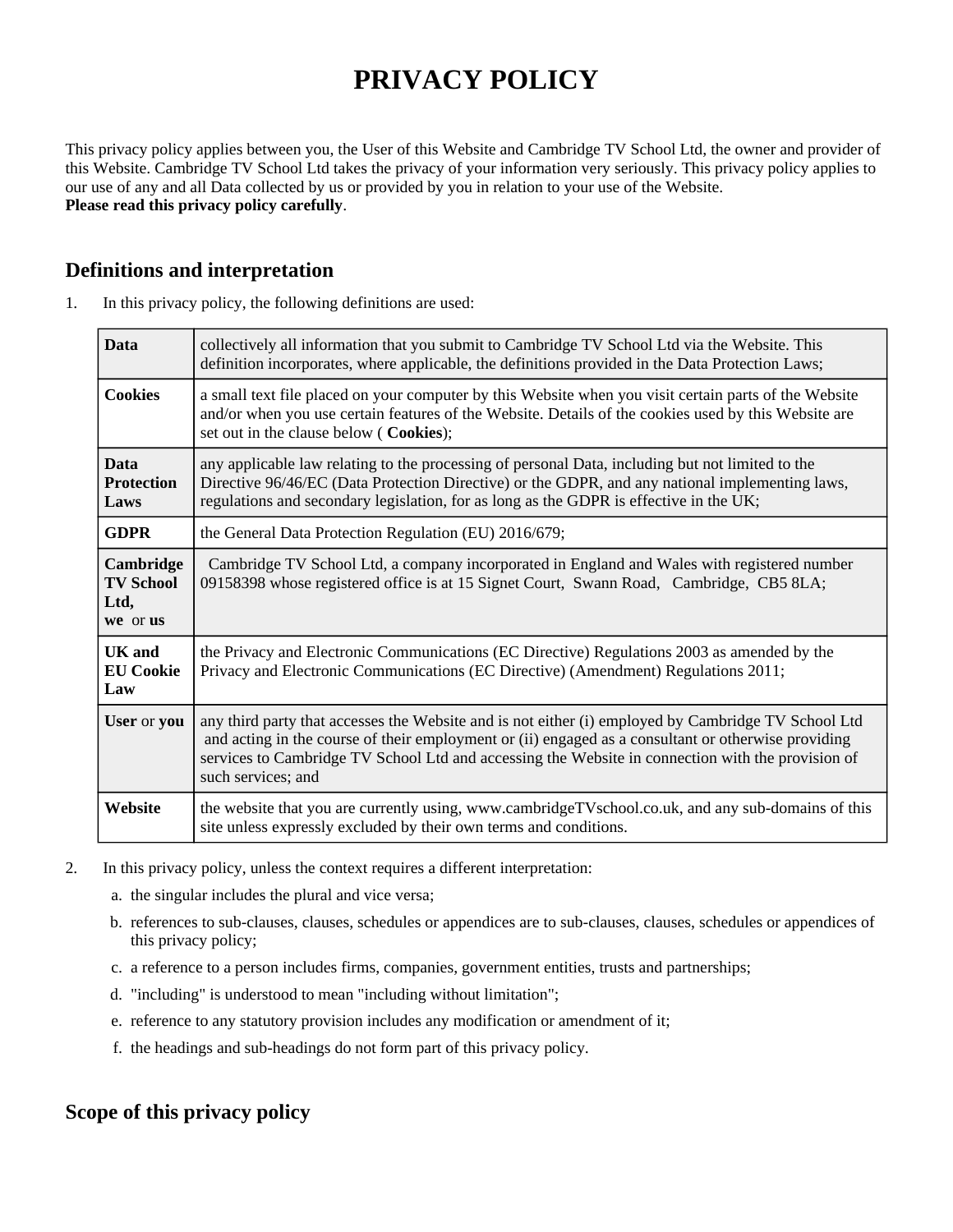# PRIVACY POLICY

This privacy policy applies between you, the User of this Website and Cambridge TV School Ltd, the owner and provider of this Website. Cambridge TV School Ltd takes the privacy of your information very seriously. This privacy policy applies to our use of any and all Data collected by us or provided by you in relation to your use of the Website.
**Please read this privacy policy carefully**.

## Definitions and interpretation

1. In this privacy policy, the following definitions are used:

| | |
|---|---|
| **Data** | collectively all information that you submit to Cambridge TV School Ltd via the Website. This definition incorporates, where applicable, the definitions provided in the Data Protection Laws; |
| **Cookies** | a small text file placed on your computer by this Website when you visit certain parts of the Website and/or when you use certain features of the Website. Details of the cookies used by this Website are set out in the clause below ( **Cookies**); |
| **Data Protection Laws** | any applicable law relating to the processing of personal Data, including but not limited to the Directive 96/46/EC (Data Protection Directive) or the GDPR, and any national implementing laws, regulations and secondary legislation, for as long as the GDPR is effective in the UK; |
| **GDPR** | the General Data Protection Regulation (EU) 2016/679; |
| **Cambridge TV School Ltd, we** or **us** | Cambridge TV School Ltd, a company incorporated in England and Wales with registered number 09158398 whose registered office is at 15 Signet Court, Swann Road, Cambridge, CB5 8LA; |
| **UK and EU Cookie Law** | the Privacy and Electronic Communications (EC Directive) Regulations 2003 as amended by the Privacy and Electronic Communications (EC Directive) (Amendment) Regulations 2011; |
| **User** or **you** | any third party that accesses the Website and is not either (i) employed by Cambridge TV School Ltd and acting in the course of their employment or (ii) engaged as a consultant or otherwise providing services to Cambridge TV School Ltd and accessing the Website in connection with the provision of such services; and |
| **Website** | the website that you are currently using, www.cambridgeTVschool.co.uk, and any sub-domains of this site unless expressly excluded by their own terms and conditions. |

2. In this privacy policy, unless the context requires a different interpretation:
   a. the singular includes the plural and vice versa;
   b. references to sub-clauses, clauses, schedules or appendices are to sub-clauses, clauses, schedules or appendices of this privacy policy;
   c. a reference to a person includes firms, companies, government entities, trusts and partnerships;
   d. "including" is understood to mean "including without limitation";
   e. reference to any statutory provision includes any modification or amendment of it;
   f. the headings and sub-headings do not form part of this privacy policy.

## Scope of this privacy policy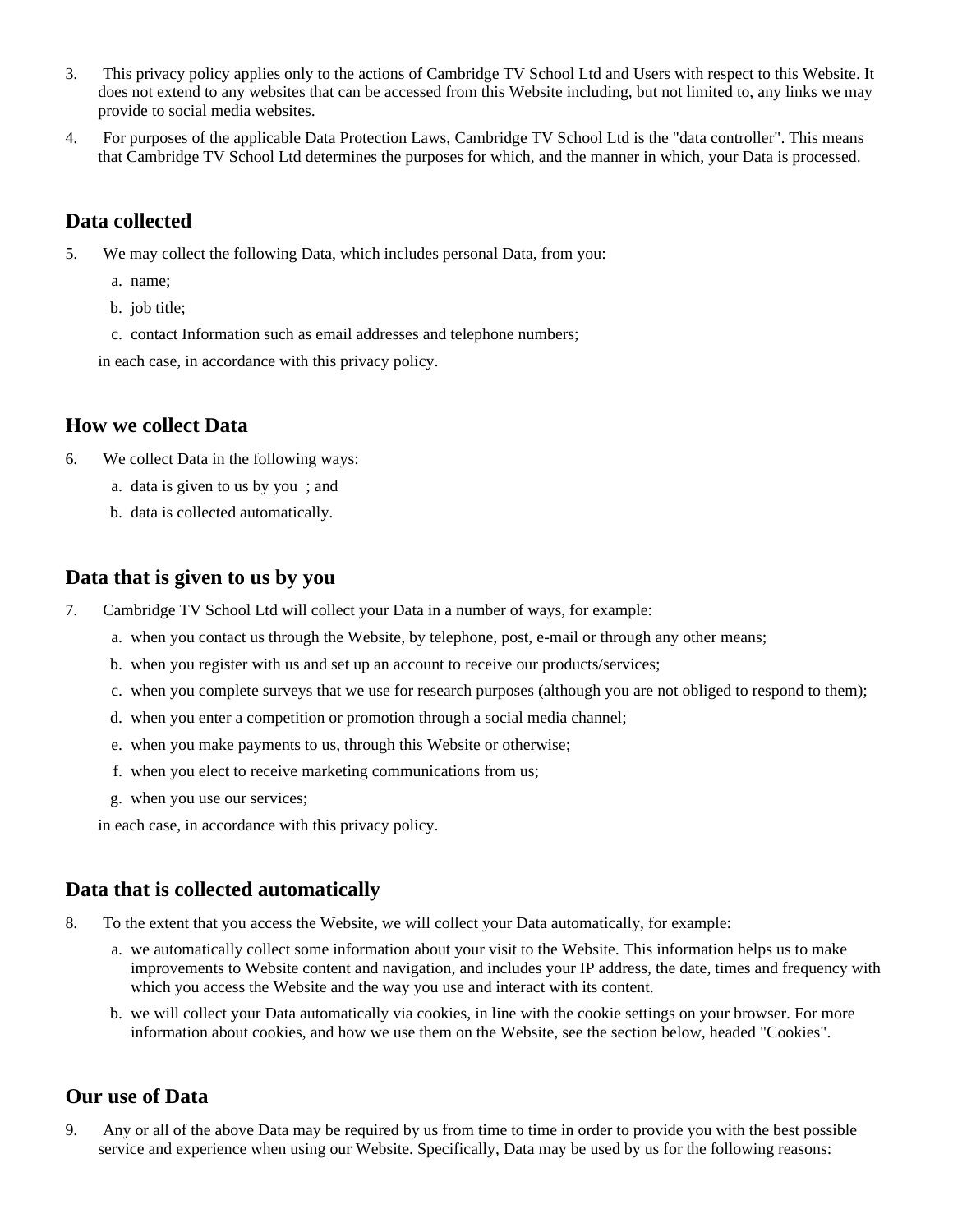3. This privacy policy applies only to the actions of Cambridge TV School Ltd and Users with respect to this Website. It does not extend to any websites that can be accessed from this Website including, but not limited to, any links we may provide to social media websites.
4. For purposes of the applicable Data Protection Laws, Cambridge TV School Ltd is the "data controller". This means that Cambridge TV School Ltd determines the purposes for which, and the manner in which, your Data is processed.

## Data collected

5. We may collect the following Data, which includes personal Data, from you:
   a. name;
   b. job title;
   c. contact Information such as email addresses and telephone numbers;

   in each case, in accordance with this privacy policy.

## How we collect Data

6. We collect Data in the following ways:
   a. data is given to us by you ; and
   b. data is collected automatically.

## Data that is given to us by you

7. Cambridge TV School Ltd will collect your Data in a number of ways, for example:
   a. when you contact us through the Website, by telephone, post, e-mail or through any other means;
   b. when you register with us and set up an account to receive our products/services;
   c. when you complete surveys that we use for research purposes (although you are not obliged to respond to them);
   d. when you enter a competition or promotion through a social media channel;
   e. when you make payments to us, through this Website or otherwise;
   f. when you elect to receive marketing communications from us;
   g. when you use our services;

   in each case, in accordance with this privacy policy.

## Data that is collected automatically

8. To the extent that you access the Website, we will collect your Data automatically, for example:
   a. we automatically collect some information about your visit to the Website. This information helps us to make improvements to Website content and navigation, and includes your IP address, the date, times and frequency with which you access the Website and the way you use and interact with its content.
   b. we will collect your Data automatically via cookies, in line with the cookie settings on your browser. For more information about cookies, and how we use them on the Website, see the section below, headed "Cookies".

## Our use of Data

9. Any or all of the above Data may be required by us from time to time in order to provide you with the best possible service and experience when using our Website. Specifically, Data may be used by us for the following reasons: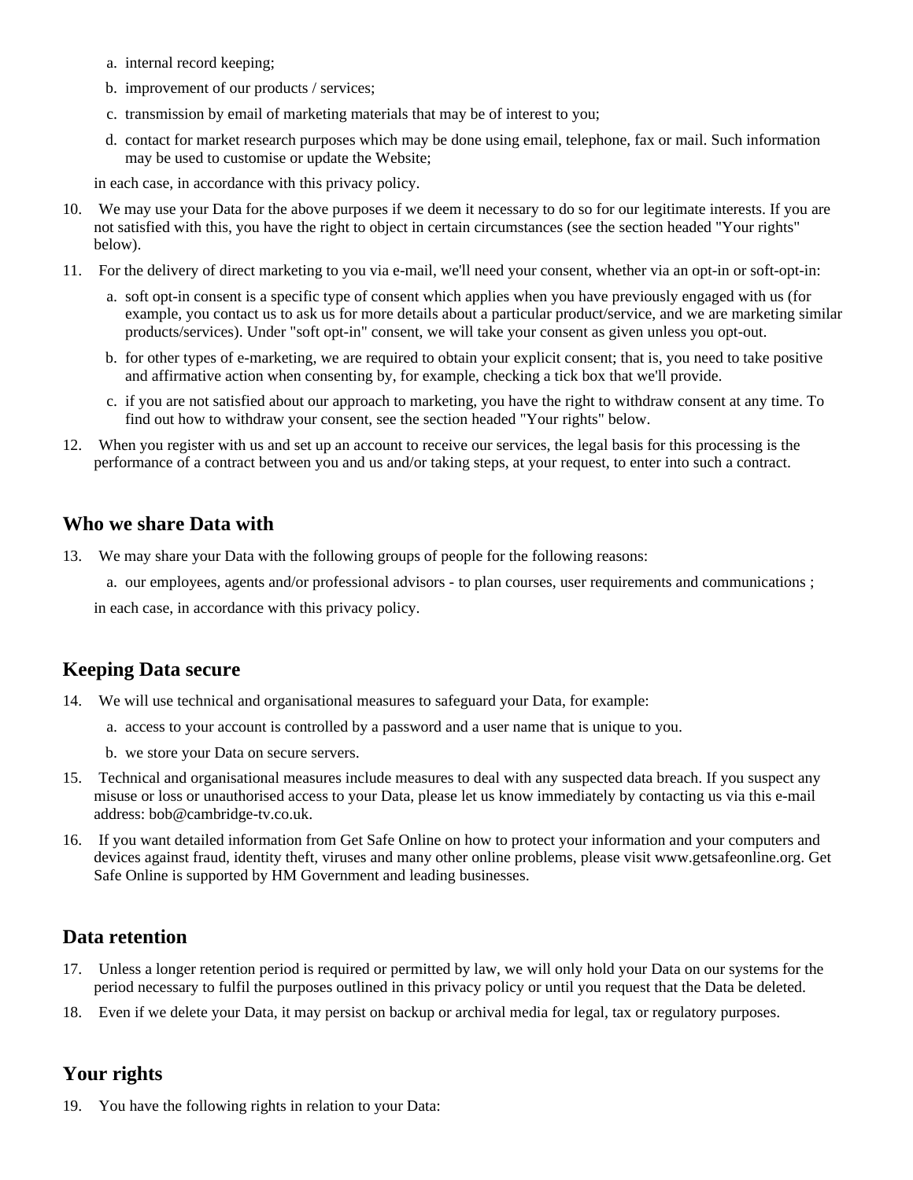a. internal record keeping;
b. improvement of our products / services;
c. transmission by email of marketing materials that may be of interest to you;
d. contact for market research purposes which may be done using email, telephone, fax or mail. Such information may be used to customise or update the Website;

in each case, in accordance with this privacy policy.

10. We may use your Data for the above purposes if we deem it necessary to do so for our legitimate interests. If you are not satisfied with this, you have the right to object in certain circumstances (see the section headed "Your rights" below).
11. For the delivery of direct marketing to you via e-mail, we'll need your consent, whether via an opt-in or soft-opt-in:
    a. soft opt-in consent is a specific type of consent which applies when you have previously engaged with us (for example, you contact us to ask us for more details about a particular product/service, and we are marketing similar products/services). Under "soft opt-in" consent, we will take your consent as given unless you opt-out.
    b. for other types of e-marketing, we are required to obtain your explicit consent; that is, you need to take positive and affirmative action when consenting by, for example, checking a tick box that we'll provide.
    c. if you are not satisfied about our approach to marketing, you have the right to withdraw consent at any time. To find out how to withdraw your consent, see the section headed "Your rights" below.
12. When you register with us and set up an account to receive our services, the legal basis for this processing is the performance of a contract between you and us and/or taking steps, at your request, to enter into such a contract.

## Who we share Data with

13. We may share your Data with the following groups of people for the following reasons:
    a. our employees, agents and/or professional advisors - to plan courses, user requirements and communications ;

    in each case, in accordance with this privacy policy.

## Keeping Data secure

14. We will use technical and organisational measures to safeguard your Data, for example:
    a. access to your account is controlled by a password and a user name that is unique to you.
    b. we store your Data on secure servers.
15. Technical and organisational measures include measures to deal with any suspected data breach. If you suspect any misuse or loss or unauthorised access to your Data, please let us know immediately by contacting us via this e-mail address: bob@cambridge-tv.co.uk.
16. If you want detailed information from Get Safe Online on how to protect your information and your computers and devices against fraud, identity theft, viruses and many other online problems, please visit www.getsafeonline.org. Get Safe Online is supported by HM Government and leading businesses.

## Data retention

17. Unless a longer retention period is required or permitted by law, we will only hold your Data on our systems for the period necessary to fulfil the purposes outlined in this privacy policy or until you request that the Data be deleted.
18. Even if we delete your Data, it may persist on backup or archival media for legal, tax or regulatory purposes.

## Your rights

19. You have the following rights in relation to your Data: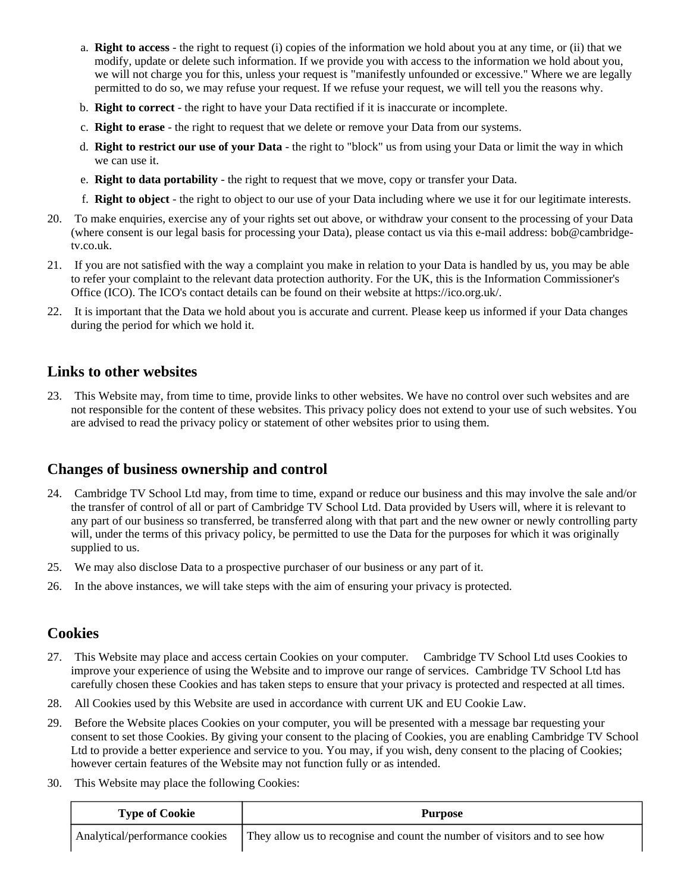a. **Right to access** - the right to request (i) copies of the information we hold about you at any time, or (ii) that we modify, update or delete such information. If we provide you with access to the information we hold about you, we will not charge you for this, unless your request is "manifestly unfounded or excessive." Where we are legally permitted to do so, we may refuse your request. If we refuse your request, we will tell you the reasons why.

b. **Right to correct** - the right to have your Data rectified if it is inaccurate or incomplete.

c. **Right to erase** - the right to request that we delete or remove your Data from our systems.

d. **Right to restrict our use of your Data** - the right to "block" us from using your Data or limit the way in which we can use it.

e. **Right to data portability** - the right to request that we move, copy or transfer your Data.

f. **Right to object** - the right to object to our use of your Data including where we use it for our legitimate interests.

20. To make enquiries, exercise any of your rights set out above, or withdraw your consent to the processing of your Data (where consent is our legal basis for processing your Data), please contact us via this e-mail address: bob@cambridge-tv.co.uk.

21. If you are not satisfied with the way a complaint you make in relation to your Data is handled by us, you may be able to refer your complaint to the relevant data protection authority. For the UK, this is the Information Commissioner's Office (ICO). The ICO's contact details can be found on their website at https://ico.org.uk/.

22. It is important that the Data we hold about you is accurate and current. Please keep us informed if your Data changes during the period for which we hold it.

## Links to other websites

23. This Website may, from time to time, provide links to other websites. We have no control over such websites and are not responsible for the content of these websites. This privacy policy does not extend to your use of such websites. You are advised to read the privacy policy or statement of other websites prior to using them.

## Changes of business ownership and control

24. Cambridge TV School Ltd may, from time to time, expand or reduce our business and this may involve the sale and/or the transfer of control of all or part of Cambridge TV School Ltd. Data provided by Users will, where it is relevant to any part of our business so transferred, be transferred along with that part and the new owner or newly controlling party will, under the terms of this privacy policy, be permitted to use the Data for the purposes for which it was originally supplied to us.

25. We may also disclose Data to a prospective purchaser of our business or any part of it.

26. In the above instances, we will take steps with the aim of ensuring your privacy is protected.

## Cookies

27. This Website may place and access certain Cookies on your computer. Cambridge TV School Ltd uses Cookies to improve your experience of using the Website and to improve our range of services. Cambridge TV School Ltd has carefully chosen these Cookies and has taken steps to ensure that your privacy is protected and respected at all times.

28. All Cookies used by this Website are used in accordance with current UK and EU Cookie Law.

29. Before the Website places Cookies on your computer, you will be presented with a message bar requesting your consent to set those Cookies. By giving your consent to the placing of Cookies, you are enabling Cambridge TV School Ltd to provide a better experience and service to you. You may, if you wish, deny consent to the placing of Cookies; however certain features of the Website may not function fully or as intended.

30. This Website may place the following Cookies:

| Type of Cookie | Purpose |
|---|---|
| Analytical/performance cookies | They allow us to recognise and count the number of visitors and to see how |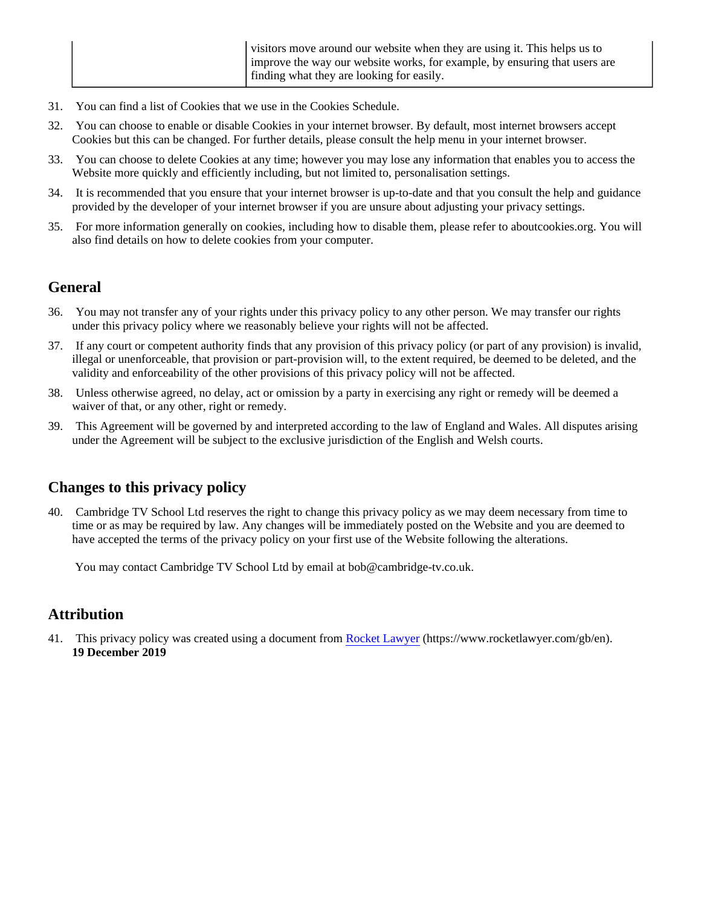| | visitors move around our website when they are using it. This helps us to improve the way our website works, for example, by ensuring that users are finding what they are looking for easily. |
|---|---|

31. You can find a list of Cookies that we use in the Cookies Schedule.
32. You can choose to enable or disable Cookies in your internet browser. By default, most internet browsers accept Cookies but this can be changed. For further details, please consult the help menu in your internet browser.
33. You can choose to delete Cookies at any time; however you may lose any information that enables you to access the Website more quickly and efficiently including, but not limited to, personalisation settings.
34. It is recommended that you ensure that your internet browser is up-to-date and that you consult the help and guidance provided by the developer of your internet browser if you are unsure about adjusting your privacy settings.
35. For more information generally on cookies, including how to disable them, please refer to aboutcookies.org. You will also find details on how to delete cookies from your computer.

## General

36. You may not transfer any of your rights under this privacy policy to any other person. We may transfer our rights under this privacy policy where we reasonably believe your rights will not be affected.
37. If any court or competent authority finds that any provision of this privacy policy (or part of any provision) is invalid, illegal or unenforceable, that provision or part-provision will, to the extent required, be deemed to be deleted, and the validity and enforceability of the other provisions of this privacy policy will not be affected.
38. Unless otherwise agreed, no delay, act or omission by a party in exercising any right or remedy will be deemed a waiver of that, or any other, right or remedy.
39. This Agreement will be governed by and interpreted according to the law of England and Wales. All disputes arising under the Agreement will be subject to the exclusive jurisdiction of the English and Welsh courts.

## Changes to this privacy policy

40. Cambridge TV School Ltd reserves the right to change this privacy policy as we may deem necessary from time to time or as may be required by law. Any changes will be immediately posted on the Website and you are deemed to have accepted the terms of the privacy policy on your first use of the Website following the alterations.

You may contact Cambridge TV School Ltd by email at bob@cambridge-tv.co.uk.

## Attribution

41. This privacy policy was created using a document from [Rocket Lawyer](https://www.rocketlawyer.com/gb/en) (https://www.rocketlawyer.com/gb/en).
**19 December 2019**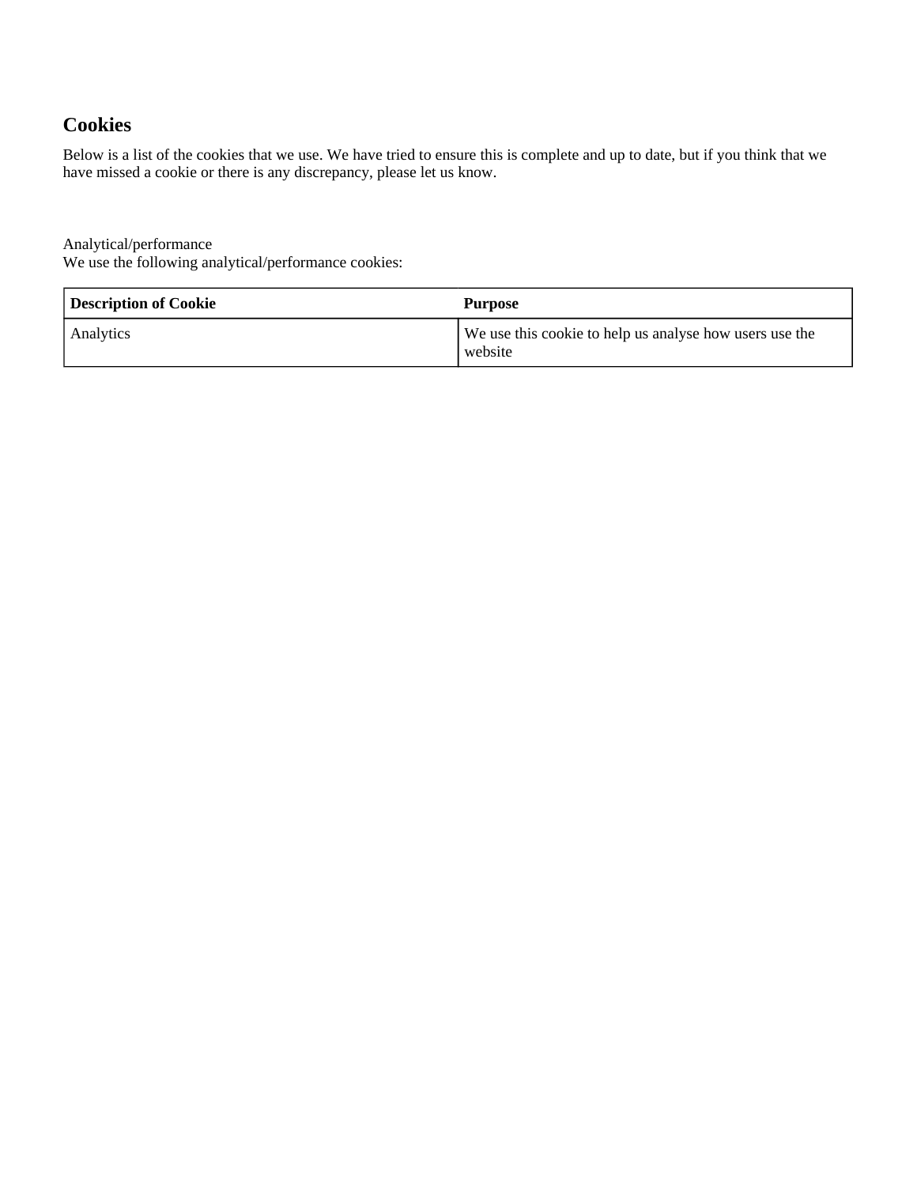## Cookies

Below is a list of the cookies that we use. We have tried to ensure this is complete and up to date, but if you think that we have missed a cookie or there is any discrepancy, please let us know.

Analytical/performance
We use the following analytical/performance cookies:

| **Description of Cookie** | **Purpose** |
| --- | --- |
| Analytics | We use this cookie to help us analyse how users use the website |